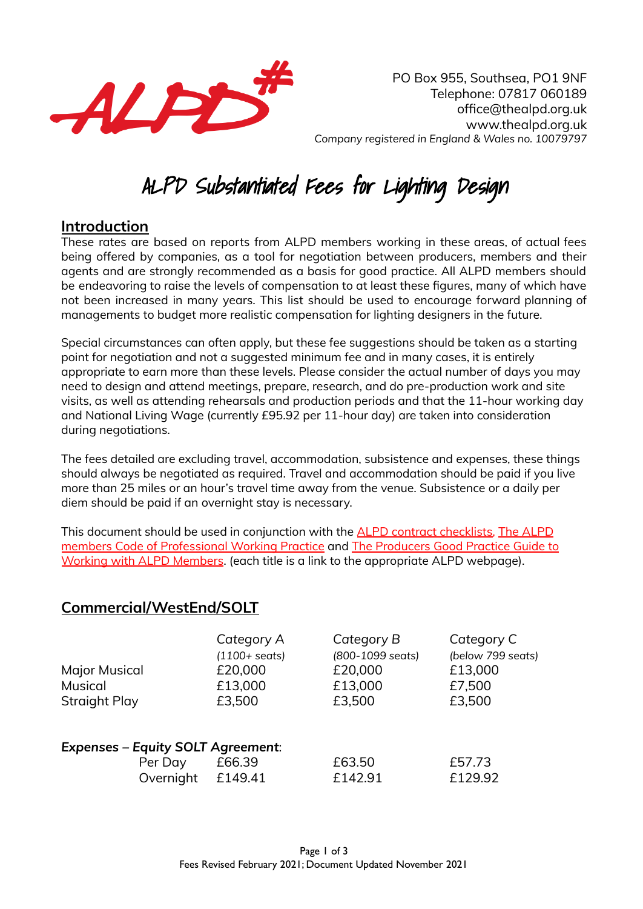PO Box 955, Southsea, PO1 9NF
Telephone: 07817 060189
office@thealpd.org.uk
www.thealpd.org.uk
*Company registered in England & Wales no. 10079797*

# ALPD Substantiated Fees for Lighting Design

## Introduction

These rates are based on reports from ALPD members working in these areas, of actual fees being offered by companies, as a tool for negotiation between producers, members and their agents and are strongly recommended as a basis for good practice. All ALPD members should be endeavoring to raise the levels of compensation to at least these figures, many of which have not been increased in many years. This list should be used to encourage forward planning of managements to budget more realistic compensation for lighting designers in the future.

Special circumstances can often apply, but these fee suggestions should be taken as a starting point for negotiation and not a suggested minimum fee and in many cases, it is entirely appropriate to earn more than these levels. Please consider the actual number of days you may need to design and attend meetings, prepare, research, and do pre-production work and site visits, as well as attending rehearsals and production periods and that the 11-hour working day and National Living Wage (currently £95.92 per 11-hour day) are taken into consideration during negotiations.

The fees detailed are excluding travel, accommodation, subsistence and expenses, these things should always be negotiated as required. Travel and accommodation should be paid if you live more than 25 miles or an hour's travel time away from the venue. Subsistence or a daily per diem should be paid if an overnight stay is necessary.

This document should be used in conjunction with the ALPD contract checklists, The ALPD members Code of Professional Working Practice and The Producers Good Practice Guide to Working with ALPD Members. (each title is a link to the appropriate ALPD webpage).

## Commercial/WestEnd/SOLT

| | Category A *(1100+ seats)* | Category B *(800-1099 seats)* | Category C *(below 799 seats)* |
|---|---|---|---|
| Major Musical | £20,000 | £20,000 | £13,000 |
| Musical | £13,000 | £13,000 | £7,500 |
| Straight Play | £3,500 | £3,500 | £3,500 |

***Expenses – Equity SOLT Agreement*:**

| | Category A | Category B | Category C |
|---|---|---|---|
| Per Day | £66.39 | £63.50 | £57.73 |
| Overnight | £149.41 | £142.91 | £129.92 |

Fees Revised February 2021; Document Updated November 2021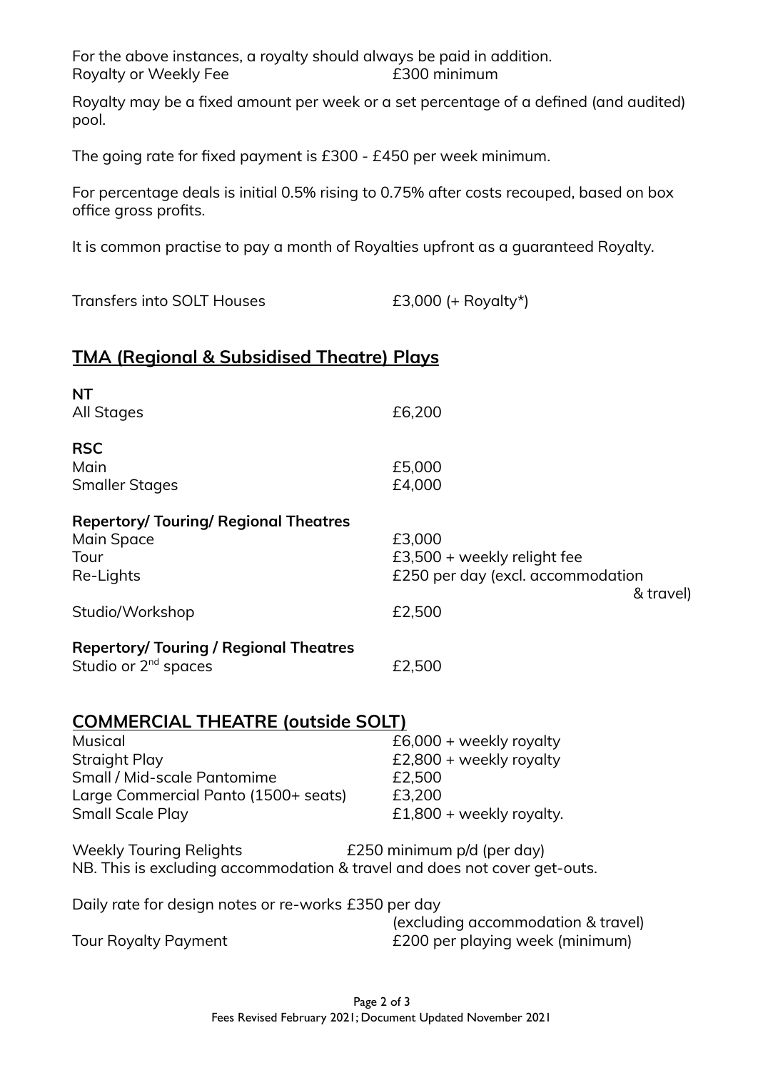For the above instances, a royalty should always be paid in addition.

| | |
|---|---|
| Royalty or Weekly Fee | £300 minimum |

Royalty may be a fixed amount per week or a set percentage of a defined (and audited) pool.

The going rate for fixed payment is £300 - £450 per week minimum.

For percentage deals is initial 0.5% rising to 0.75% after costs recouped, based on box office gross profits.

It is common practise to pay a month of Royalties upfront as a guaranteed Royalty.

| | |
|---|---|
| Transfers into SOLT Houses | £3,000 (+ Royalty*) |

## TMA (Regional & Subsidised Theatre) Plays

**NT**

| | |
|---|---|
| All Stages | £6,200 |

**RSC**

| | |
|---|---|
| Main | £5,000 |
| Smaller Stages | £4,000 |

**Repertory/ Touring/ Regional Theatres**

| | |
|---|---|
| Main Space | £3,000 |
| Tour | £3,500 + weekly relight fee |
| Re-Lights | £250 per day (excl. accommodation & travel) |
| Studio/Workshop | £2,500 |

**Repertory/ Touring / Regional Theatres**

| | |
|---|---|
| Studio or 2nd spaces | £2,500 |

## COMMERCIAL THEATRE (outside SOLT)

| | |
|---|---|
| Musical | £6,000 + weekly royalty |
| Straight Play | £2,800 + weekly royalty |
| Small / Mid-scale Pantomime | £2,500 |
| Large Commercial Panto (1500+ seats) | £3,200 |
| Small Scale Play | £1,800 + weekly royalty. |

Weekly Touring Relights £250 minimum p/d (per day)
NB. This is excluding accommodation & travel and does not cover get-outs.

Daily rate for design notes or re-works £350 per day (excluding accommodation & travel)

| | |
|---|---|
| Tour Royalty Payment | £200 per playing week (minimum) |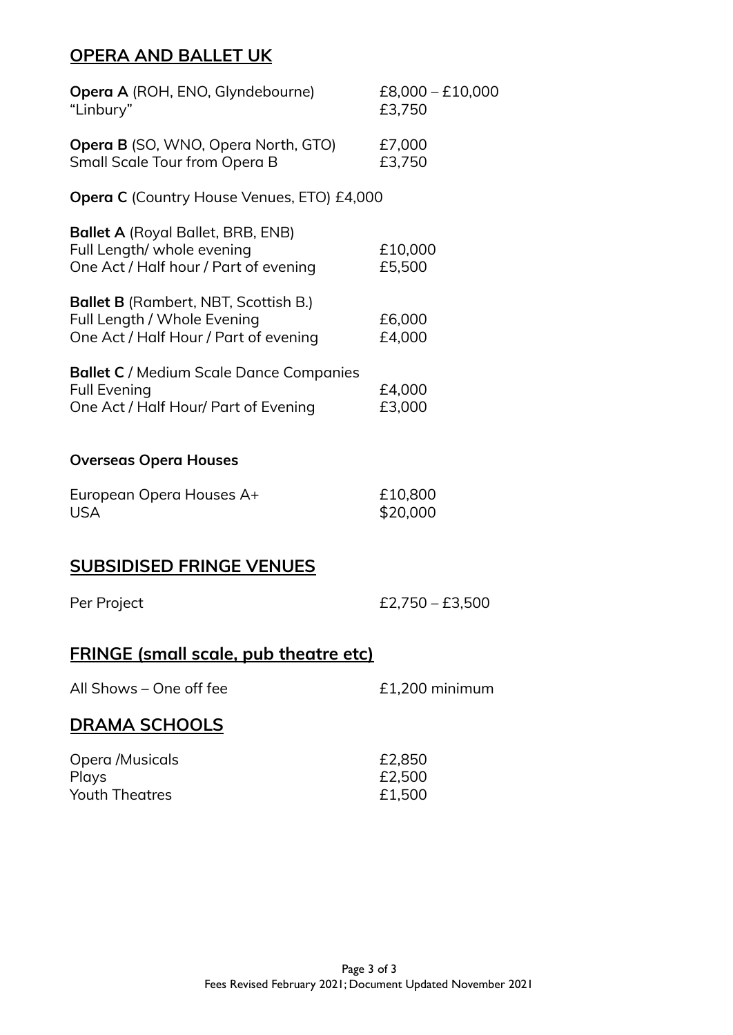## OPERA AND BALLET UK

| | |
|---|---|
| **Opera A** (ROH, ENO, Glyndebourne) | £8,000 – £10,000 |
| "Linbury" | £3,750 |
| **Opera B** (SO, WNO, Opera North, GTO) | £7,000 |
| Small Scale Tour from Opera B | £3,750 |

**Opera C** (Country House Venues, ETO) £4,000

| | |
|---|---|
| **Ballet A** (Royal Ballet, BRB, ENB) | |
| Full Length/ whole evening | £10,000 |
| One Act / Half hour / Part of evening | £5,500 |
| **Ballet B** (Rambert, NBT, Scottish B.) | |
| Full Length / Whole Evening | £6,000 |
| One Act / Half Hour / Part of evening | £4,000 |
| **Ballet C** / Medium Scale Dance Companies | |
| Full Evening | £4,000 |
| One Act / Half Hour/ Part of Evening | £3,000 |

**Overseas Opera Houses**

| | |
|---|---|
| European Opera Houses A+ | £10,800 |
| USA | $20,000 |

## SUBSIDISED FRINGE VENUES

| | |
|---|---|
| Per Project | £2,750 – £3,500 |

## FRINGE (small scale, pub theatre etc)

| | |
|---|---|
| All Shows – One off fee | £1,200 minimum |

## DRAMA SCHOOLS

| | |
|---|---|
| Opera /Musicals | £2,850 |
| Plays | £2,500 |
| Youth Theatres | £1,500 |

Fees Revised February 2021; Document Updated November 2021